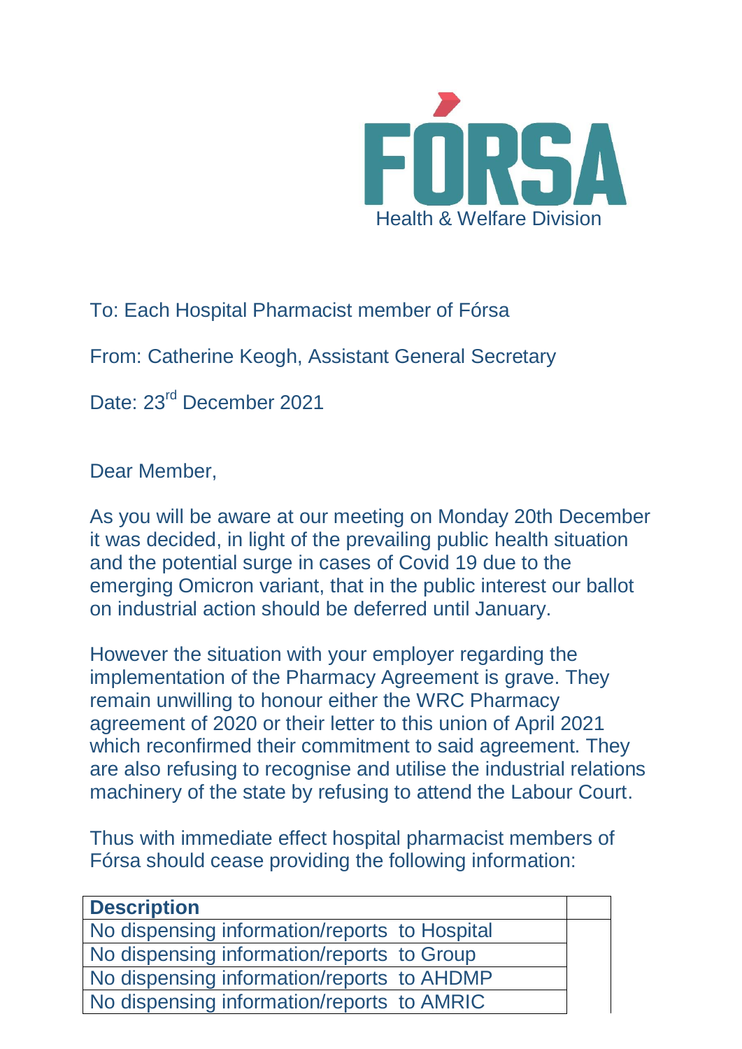**FÓRSA**

Health & Welfare Division

To: Each Hospital Pharmacist member of Fórsa

From: Catherine Keogh, Assistant General Secretary

Date: 23rd December 2021

Dear Member,

As you will be aware at our meeting on Monday 20th December it was decided, in light of the prevailing public health situation and the potential surge in cases of Covid 19 due to the emerging Omicron variant, that in the public interest our ballot on industrial action should be deferred until January.

However the situation with your employer regarding the implementation of the Pharmacy Agreement is grave. They remain unwilling to honour either the WRC Pharmacy agreement of 2020 or their letter to this union of April 2021 which reconfirmed their commitment to said agreement. They are also refusing to recognise and utilise the industrial relations machinery of the state by refusing to attend the Labour Court.

Thus with immediate effect hospital pharmacist members of Fórsa should cease providing the following information:

| Description | |
|---|---|
| No dispensing information/reports to Hospital | |
| No dispensing information/reports to Group | |
| No dispensing information/reports to AHDMP | |
| No dispensing information/reports to AMRIC | |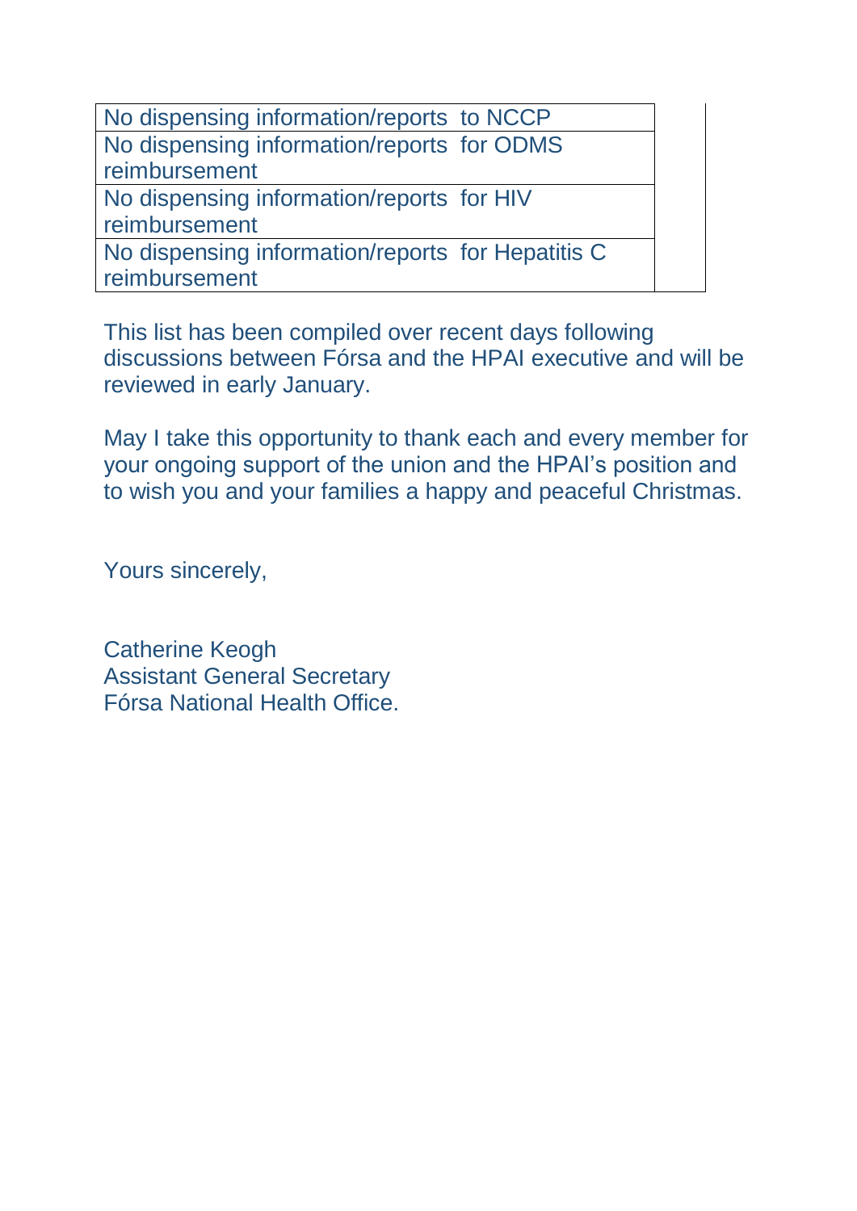| No dispensing information/reports to NCCP | |
|---|---|
| No dispensing information/reports for ODMS reimbursement | |
| No dispensing information/reports for HIV reimbursement | |
| No dispensing information/reports for Hepatitis C reimbursement | |

This list has been compiled over recent days following discussions between Fórsa and the HPAI executive and will be reviewed in early January.

May I take this opportunity to thank each and every member for your ongoing support of the union and the HPAI's position and to wish you and your families a happy and peaceful Christmas.

Yours sincerely,

Catherine Keogh
Assistant General Secretary
Fórsa National Health Office.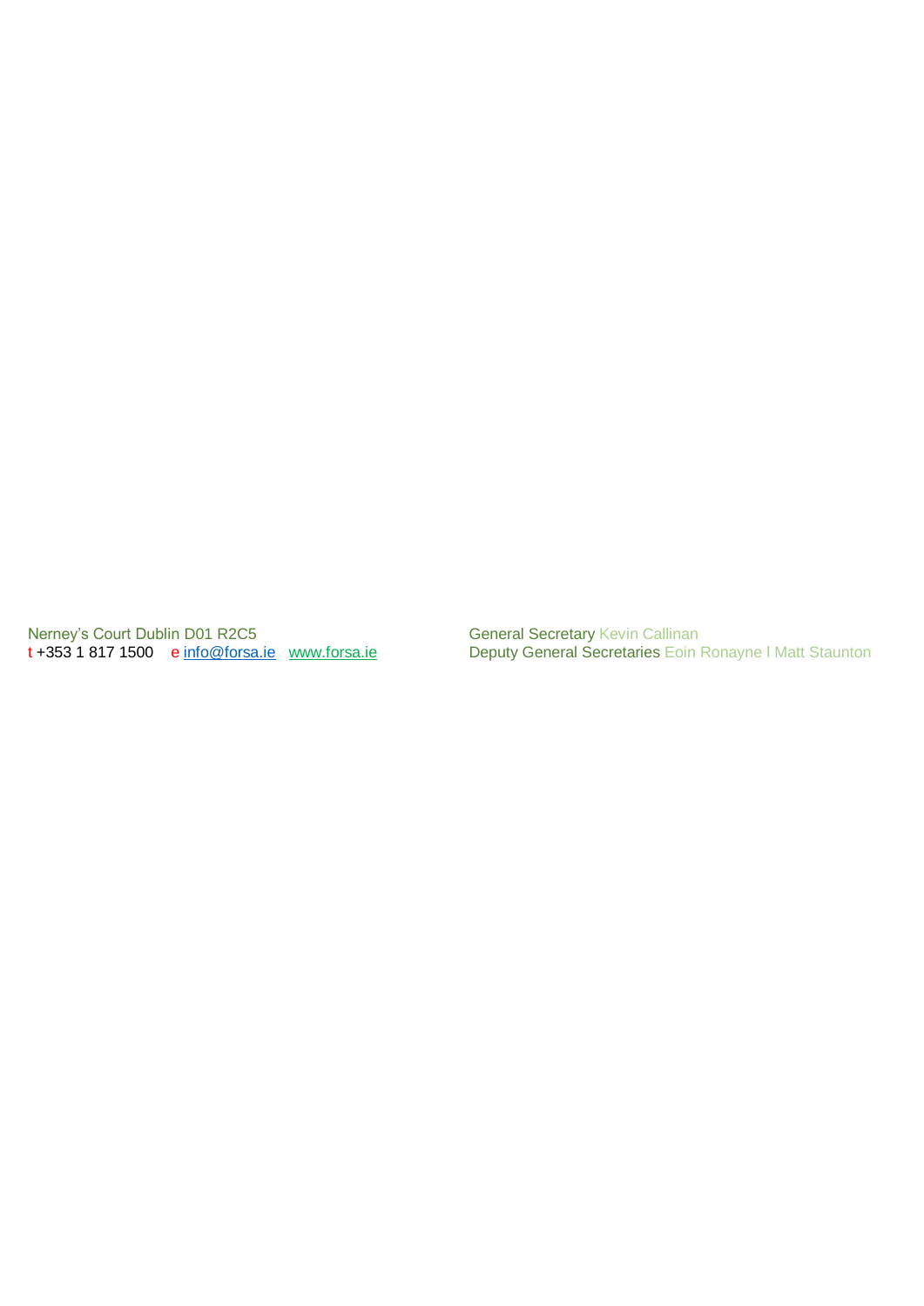Nerney's Court Dublin D01 R2C5
t +353 1 817 1500 e info@forsa.ie www.forsa.ie

General Secretary Kevin Callinan
Deputy General Secretaries Eoin Ronayne I Matt Staunton